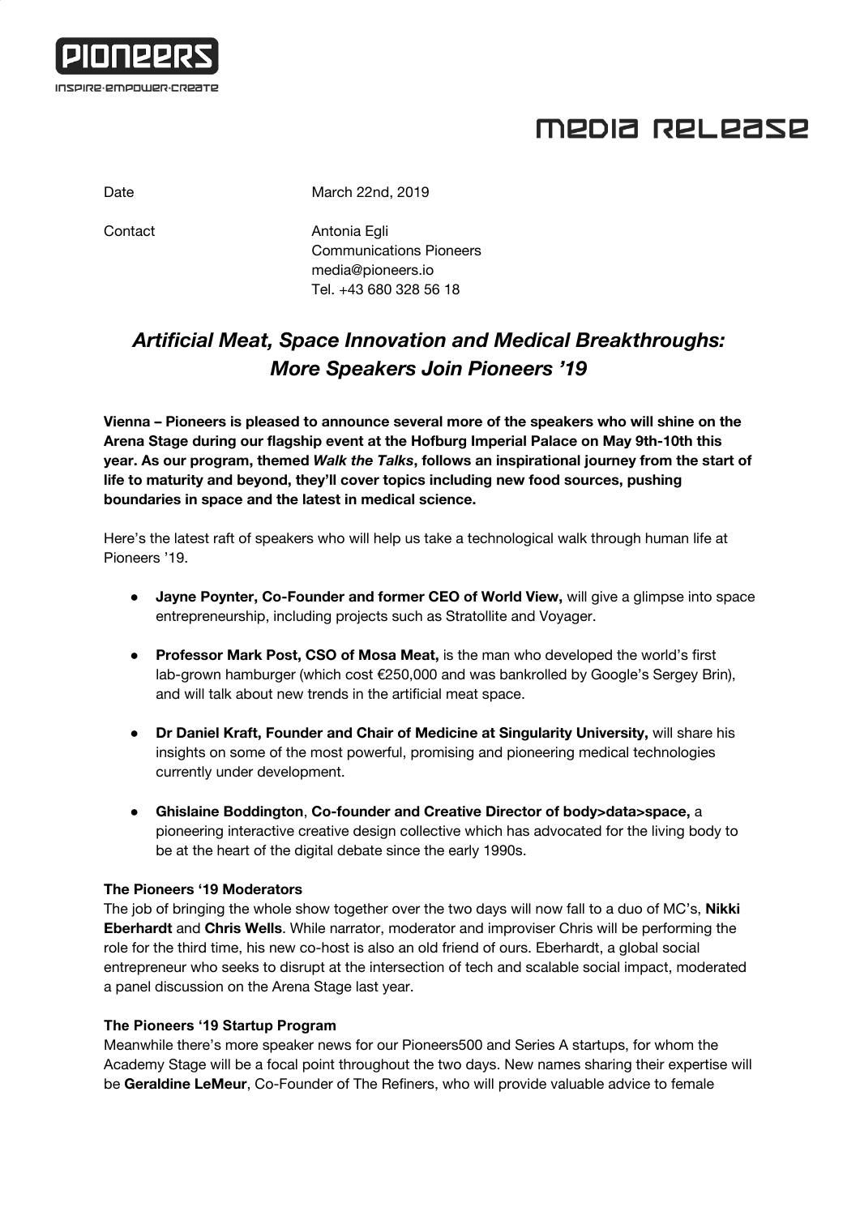PIONEERS

INSPIRE·EMPOWER·CREATE

# MEDIA RELEASE

Date March 22nd, 2019

Contact Antonia Egli
Communications Pioneers
media@pioneers.io
Tel. +43 680 328 56 18

## *Artificial Meat, Space Innovation and Medical Breakthroughs: More Speakers Join Pioneers '19*

**Vienna – Pioneers is pleased to announce several more of the speakers who will shine on the Arena Stage during our flagship event at the Hofburg Imperial Palace on May 9th-10th this year. As our program, themed *Walk the Talks*, follows an inspirational journey from the start of life to maturity and beyond, they'll cover topics including new food sources, pushing boundaries in space and the latest in medical science.**

Here's the latest raft of speakers who will help us take a technological walk through human life at Pioneers '19.

- **Jayne Poynter, Co-Founder and former CEO of World View,** will give a glimpse into space entrepreneurship, including projects such as Stratollite and Voyager.
- **Professor Mark Post, CSO of Mosa Meat,** is the man who developed the world's first lab-grown hamburger (which cost €250,000 and was bankrolled by Google's Sergey Brin), and will talk about new trends in the artificial meat space.
- **Dr Daniel Kraft, Founder and Chair of Medicine at Singularity University,** will share his insights on some of the most powerful, promising and pioneering medical technologies currently under development.
- **Ghislaine Boddington**, **Co-founder and Creative Director of body>data>space,** a pioneering interactive creative design collective which has advocated for the living body to be at the heart of the digital debate since the early 1990s.

**The Pioneers '19 Moderators**

The job of bringing the whole show together over the two days will now fall to a duo of MC's, **Nikki Eberhardt** and **Chris Wells**. While narrator, moderator and improviser Chris will be performing the role for the third time, his new co-host is also an old friend of ours. Eberhardt, a global social entrepreneur who seeks to disrupt at the intersection of tech and scalable social impact, moderated a panel discussion on the Arena Stage last year.

**The Pioneers '19 Startup Program**

Meanwhile there's more speaker news for our Pioneers500 and Series A startups, for whom the Academy Stage will be a focal point throughout the two days. New names sharing their expertise will be **Geraldine LeMeur**, Co-Founder of The Refiners, who will provide valuable advice to female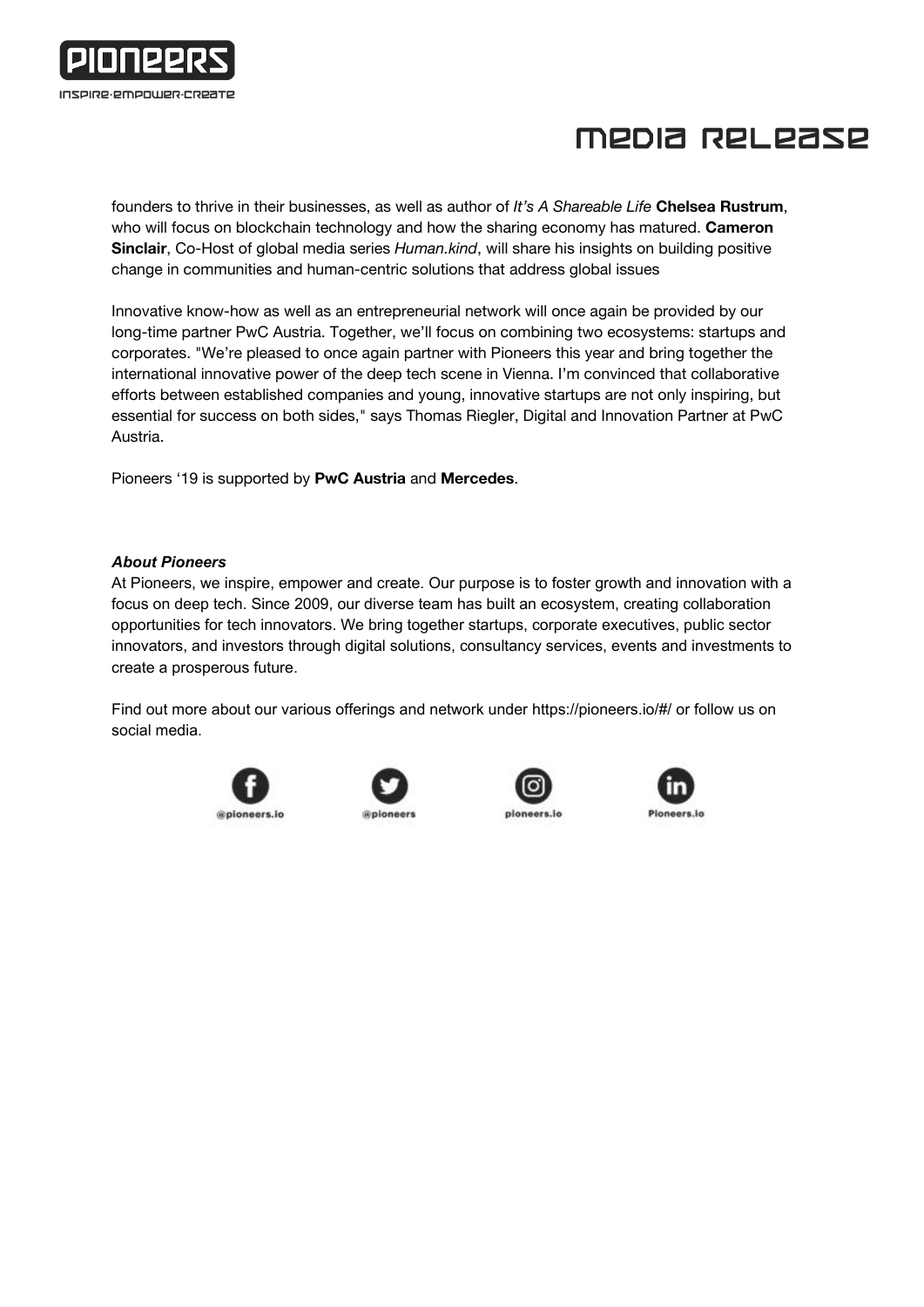founders to thrive in their businesses, as well as author of *It's A Shareable Life* **Chelsea Rustrum**, who will focus on blockchain technology and how the sharing economy has matured. **Cameron Sinclair**, Co-Host of global media series *Human.kind*, will share his insights on building positive change in communities and human-centric solutions that address global issues

Innovative know-how as well as an entrepreneurial network will once again be provided by our long-time partner PwC Austria. Together, we'll focus on combining two ecosystems: startups and corporates. "We're pleased to once again partner with Pioneers this year and bring together the international innovative power of the deep tech scene in Vienna. I'm convinced that collaborative efforts between established companies and young, innovative startups are not only inspiring, but essential for success on both sides," says Thomas Riegler, Digital and Innovation Partner at PwC Austria.

Pioneers '19 is supported by **PwC Austria** and **Mercedes**.

***About Pioneers***

At Pioneers, we inspire, empower and create. Our purpose is to foster growth and innovation with a focus on deep tech. Since 2009, our diverse team has built an ecosystem, creating collaboration opportunities for tech innovators. We bring together startups, corporate executives, public sector innovators, and investors through digital solutions, consultancy services, events and investments to create a prosperous future.

Find out more about our various offerings and network under https://pioneers.io/#/ or follow us on social media.

@pioneers.io

@pioneers

pioneers.io

Pioneers.io